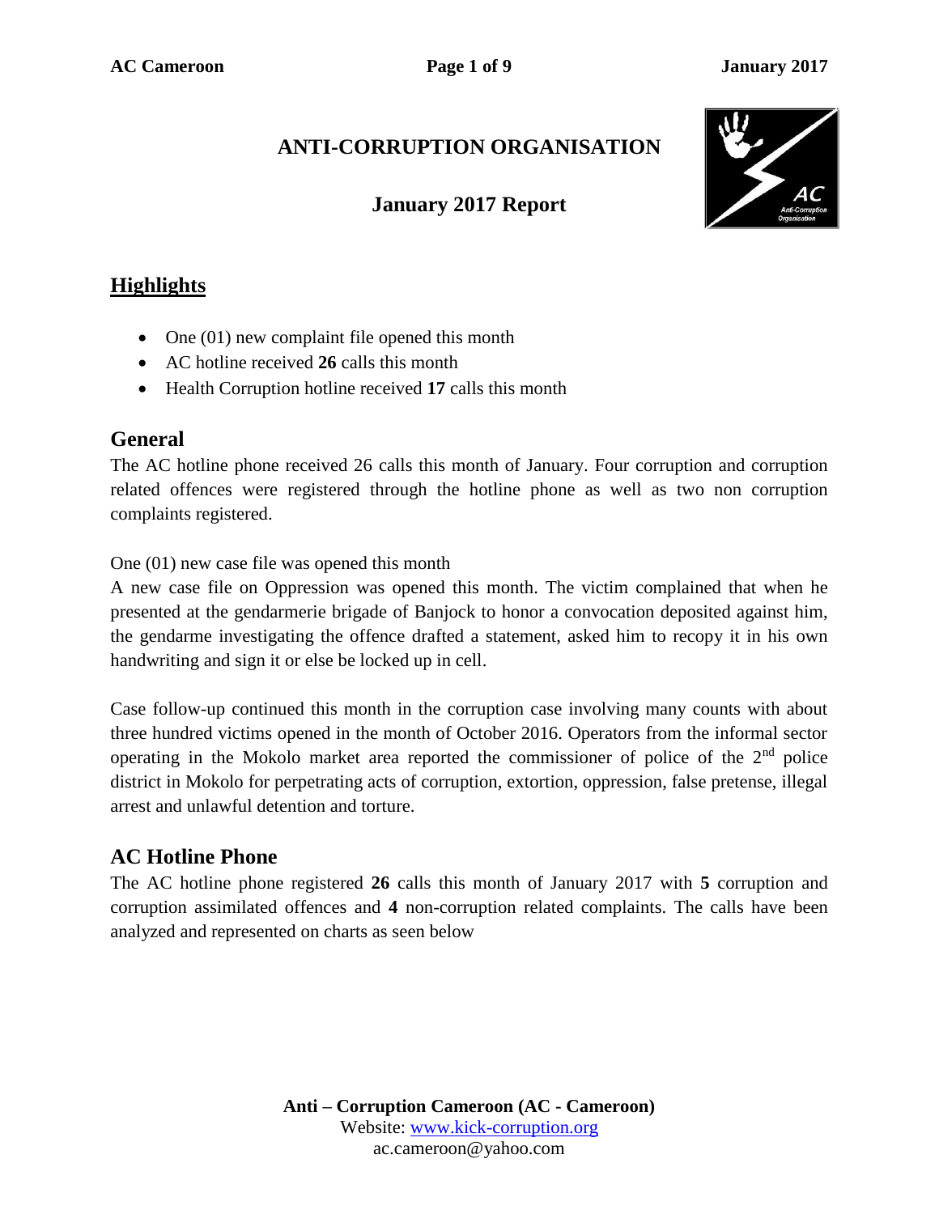# ANTI-CORRUPTION ORGANISATION

## January 2017 Report

## Highlights

- One (01) new complaint file opened this month
- AC hotline received **26** calls this month
- Health Corruption hotline received **17** calls this month

## General

The AC hotline phone received 26 calls this month of January. Four corruption and corruption related offences were registered through the hotline phone as well as two non corruption complaints registered.

One (01) new case file was opened this month

A new case file on Oppression was opened this month. The victim complained that when he presented at the gendarmerie brigade of Banjock to honor a convocation deposited against him, the gendarme investigating the offence drafted a statement, asked him to recopy it in his own handwriting and sign it or else be locked up in cell.

Case follow-up continued this month in the corruption case involving many counts with about three hundred victims opened in the month of October 2016. Operators from the informal sector operating in the Mokolo market area reported the commissioner of police of the 2nd police district in Mokolo for perpetrating acts of corruption, extortion, oppression, false pretense, illegal arrest and unlawful detention and torture.

## AC Hotline Phone

The AC hotline phone registered **26** calls this month of January 2017 with **5** corruption and corruption assimilated offences and **4** non-corruption related complaints. The calls have been analyzed and represented on charts as seen below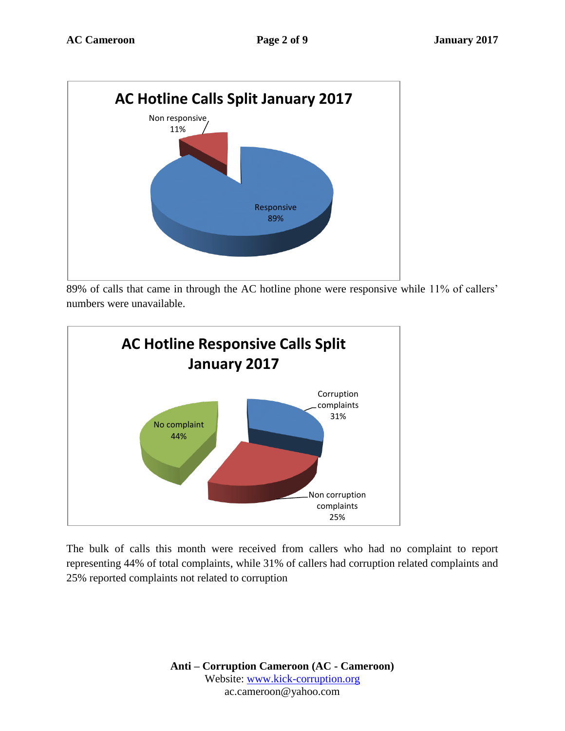**AC Hotline Calls Split January 2017**

Non responsive 11%

Responsive 89%

89% of calls that came in through the AC hotline phone were responsive while 11% of callers' numbers were unavailable.

**AC Hotline Responsive Calls Split January 2017**

Corruption complaints 31%

Non corruption complaints 25%

No complaint 44%

The bulk of calls this month were received from callers who had no complaint to report representing 44% of total complaints, while 31% of callers had corruption related complaints and 25% reported complaints not related to corruption

**Anti – Corruption Cameroon (AC - Cameroon)**
Website: www.kick-corruption.org
ac.cameroon@yahoo.com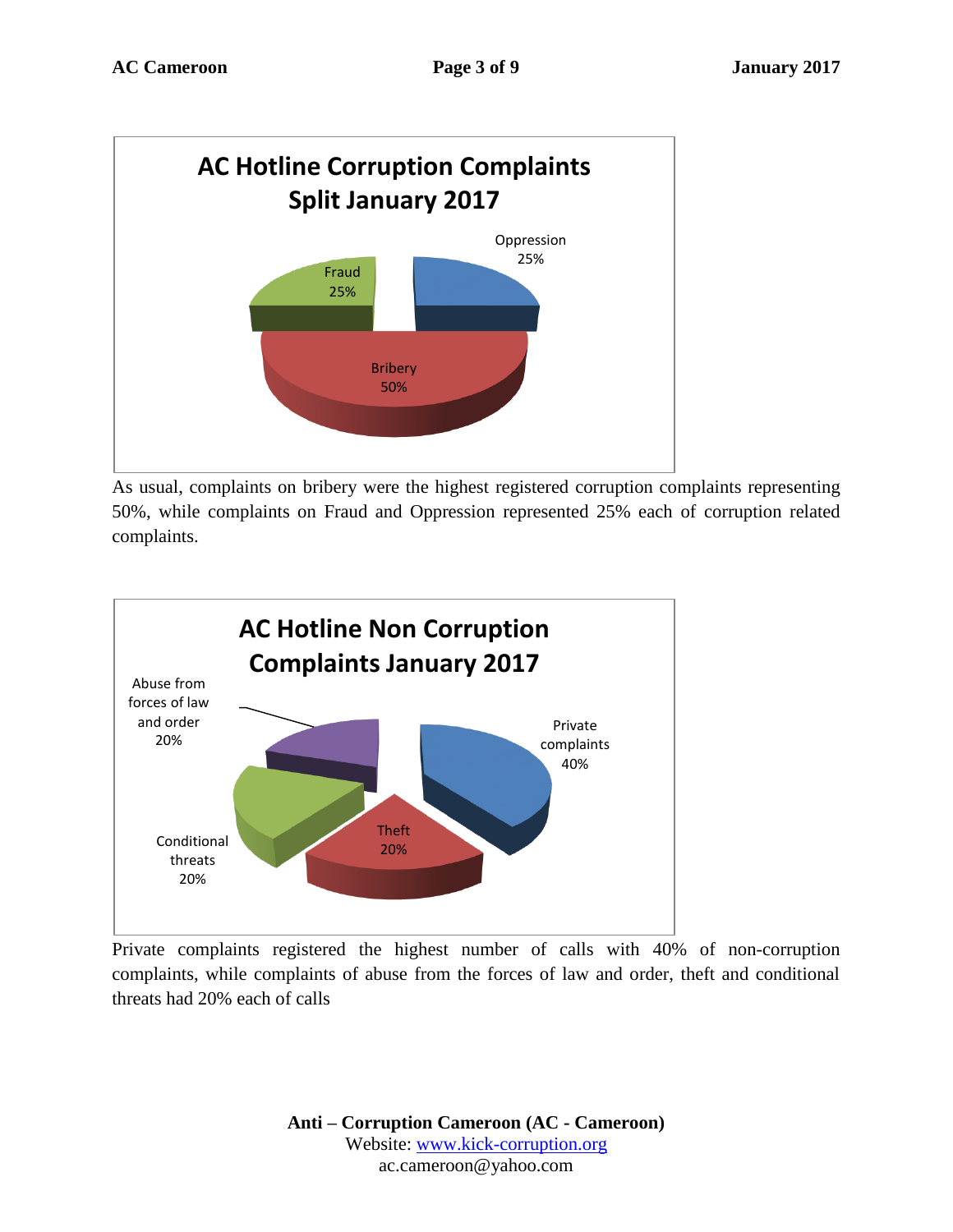**AC Hotline Corruption Complaints Split January 2017**

Oppression 25%

Fraud 25%

Bribery 50%

As usual, complaints on bribery were the highest registered corruption complaints representing 50%, while complaints on Fraud and Oppression represented 25% each of corruption related complaints.

**AC Hotline Non Corruption Complaints January 2017**

Abuse from forces of law and order 20%

Private complaints 40%

Theft 20%

Conditional threats 20%

Private complaints registered the highest number of calls with 40% of non-corruption complaints, while complaints of abuse from the forces of law and order, theft and conditional threats had 20% each of calls

**Anti – Corruption Cameroon (AC - Cameroon)**
Website: www.kick-corruption.org
ac.cameroon@yahoo.com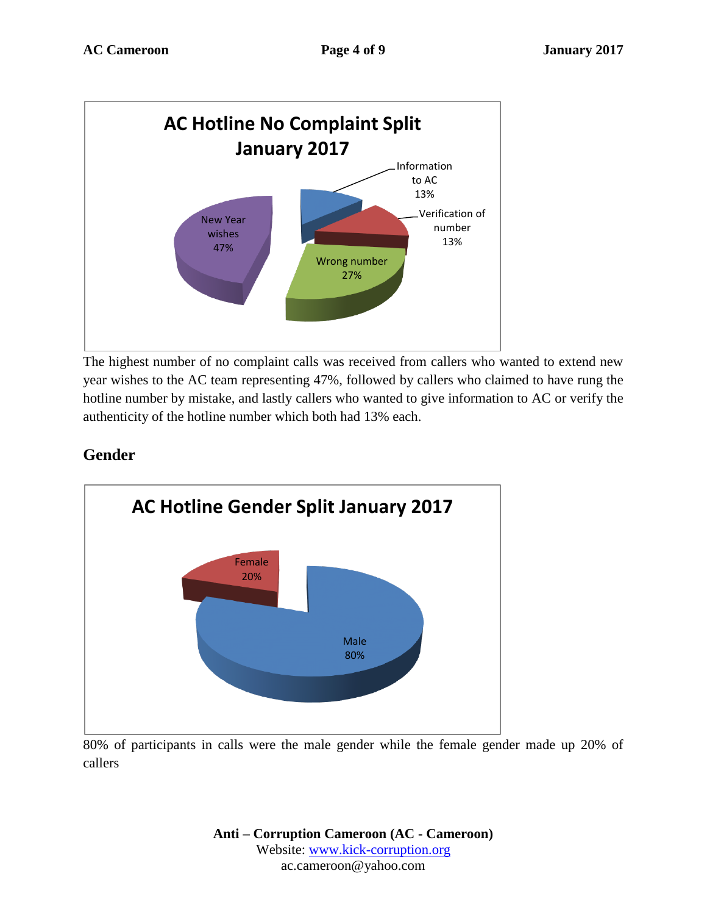**AC Hotline No Complaint Split January 2017**

| Category | Percentage |
|---|---|
| New Year wishes | 47% |
| Wrong number | 27% |
| Information to AC | 13% |
| Verification of number | 13% |

The highest number of no complaint calls was received from callers who wanted to extend new year wishes to the AC team representing 47%, followed by callers who claimed to have rung the hotline number by mistake, and lastly callers who wanted to give information to AC or verify the authenticity of the hotline number which both had 13% each.

## Gender

**AC Hotline Gender Split January 2017**

| Gender | Percentage |
|---|---|
| Male | 80% |
| Female | 20% |

80% of participants in calls were the male gender while the female gender made up 20% of callers

**Anti – Corruption Cameroon (AC - Cameroon)**
Website: www.kick-corruption.org
ac.cameroon@yahoo.com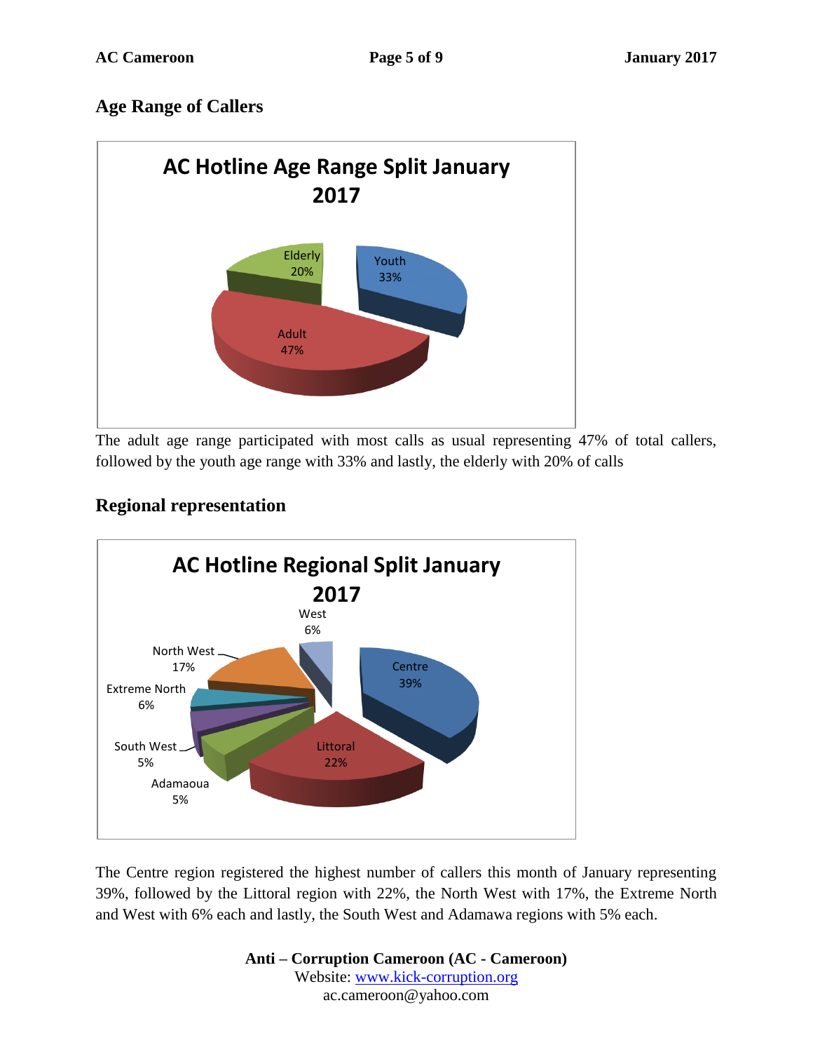## Age Range of Callers

**AC Hotline Age Range Split January 2017**

| Age Range | Percentage |
|---|---|
| Adult | 47% |
| Youth | 33% |
| Elderly | 20% |

The adult age range participated with most calls as usual representing 47% of total callers, followed by the youth age range with 33% and lastly, the elderly with 20% of calls

## Regional representation

**AC Hotline Regional Split January 2017**

| Region | Percentage |
|---|---|
| Centre | 39% |
| Littoral | 22% |
| North West | 17% |
| Extreme North | 6% |
| West | 6% |
| South West | 5% |
| Adamaoua | 5% |

The Centre region registered the highest number of callers this month of January representing 39%, followed by the Littoral region with 22%, the North West with 17%, the Extreme North and West with 6% each and lastly, the South West and Adamawa regions with 5% each.

**Anti – Corruption Cameroon (AC - Cameroon)**
Website: www.kick-corruption.org
ac.cameroon@yahoo.com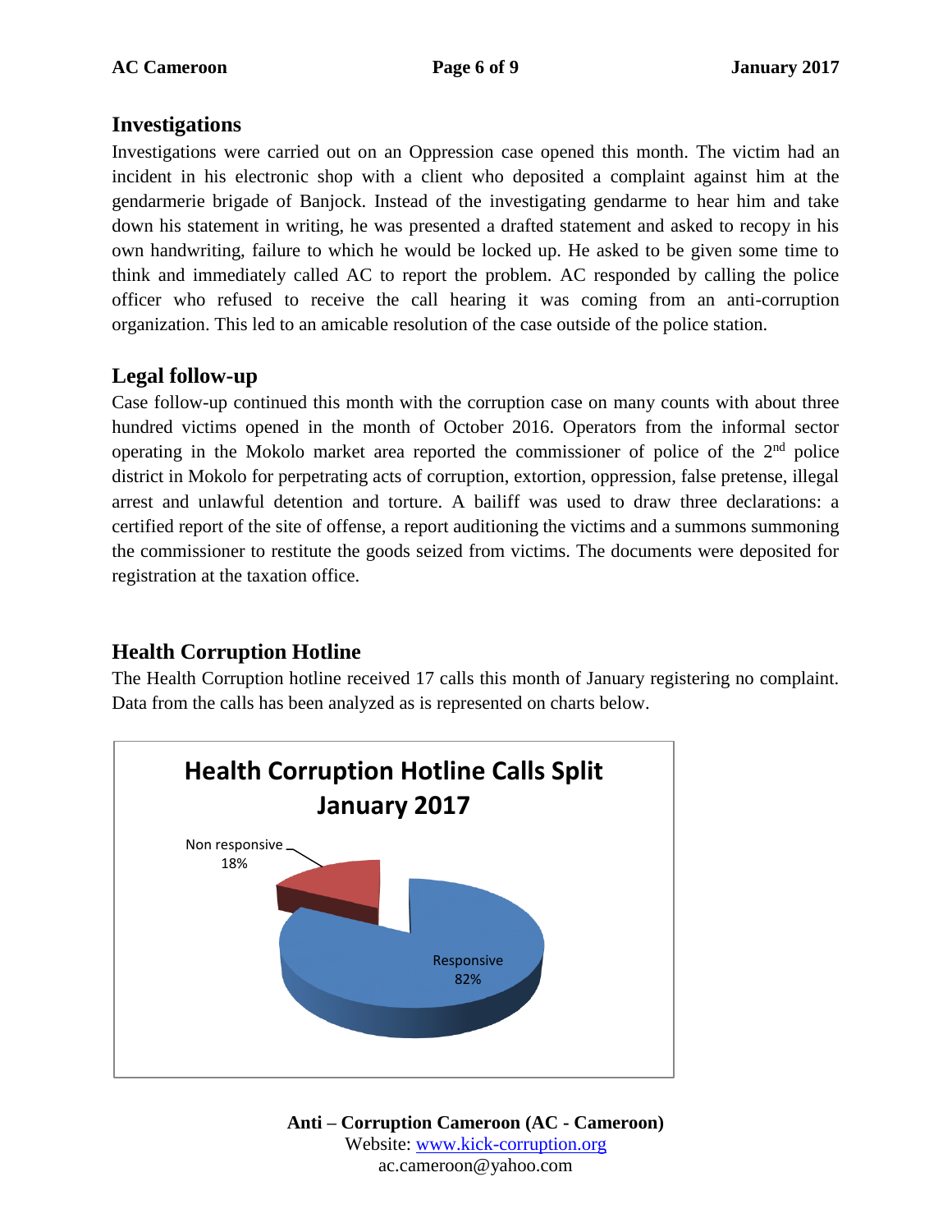## Investigations

Investigations were carried out on an Oppression case opened this month. The victim had an incident in his electronic shop with a client who deposited a complaint against him at the gendarmerie brigade of Banjock. Instead of the investigating gendarme to hear him and take down his statement in writing, he was presented a drafted statement and asked to recopy in his own handwriting, failure to which he would be locked up. He asked to be given some time to think and immediately called AC to report the problem. AC responded by calling the police officer who refused to receive the call hearing it was coming from an anti-corruption organization. This led to an amicable resolution of the case outside of the police station.

## Legal follow-up

Case follow-up continued this month with the corruption case on many counts with about three hundred victims opened in the month of October 2016. Operators from the informal sector operating in the Mokolo market area reported the commissioner of police of the 2nd police district in Mokolo for perpetrating acts of corruption, extortion, oppression, false pretense, illegal arrest and unlawful detention and torture. A bailiff was used to draw three declarations: a certified report of the site of offense, a report auditioning the victims and a summons summoning the commissioner to restitute the goods seized from victims. The documents were deposited for registration at the taxation office.

## Health Corruption Hotline

The Health Corruption hotline received 17 calls this month of January registering no complaint. Data from the calls has been analyzed as is represented on charts below.

**Health Corruption Hotline Calls Split January 2017**

Non responsive 18%

Responsive 82%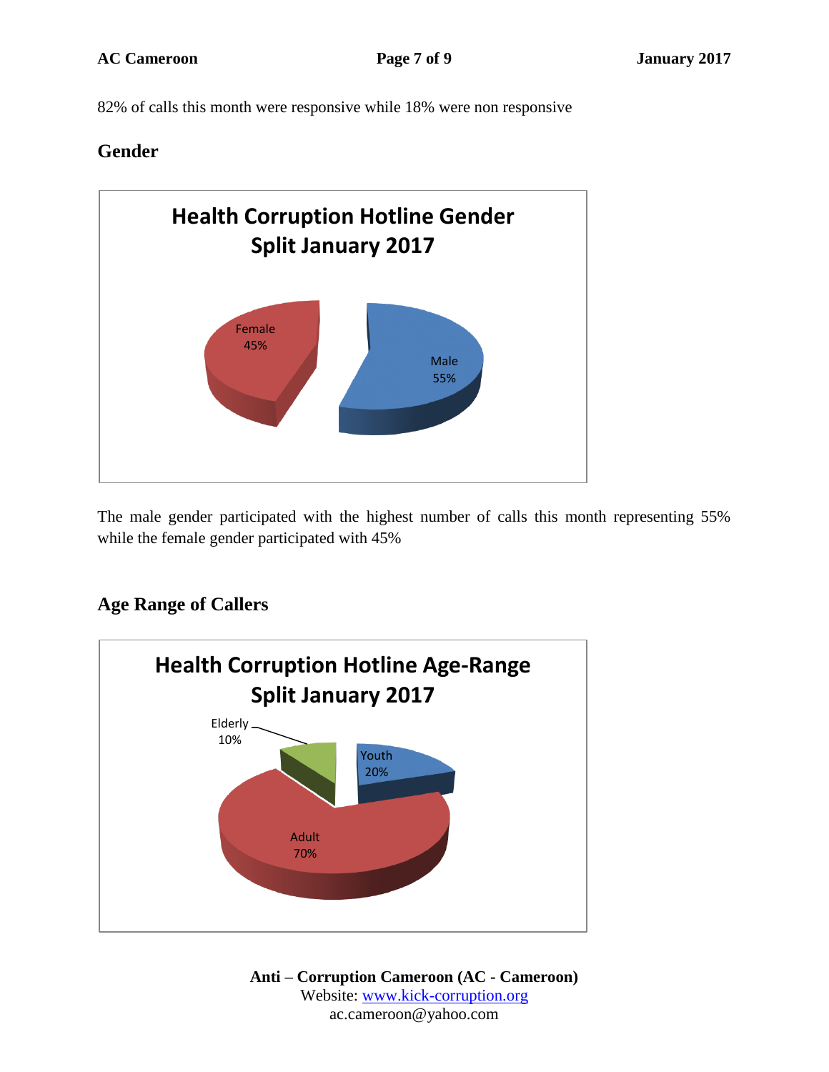82% of calls this month were responsive while 18% were non responsive

## Gender

The male gender participated with the highest number of calls this month representing 55% while the female gender participated with 45%

## Age Range of Callers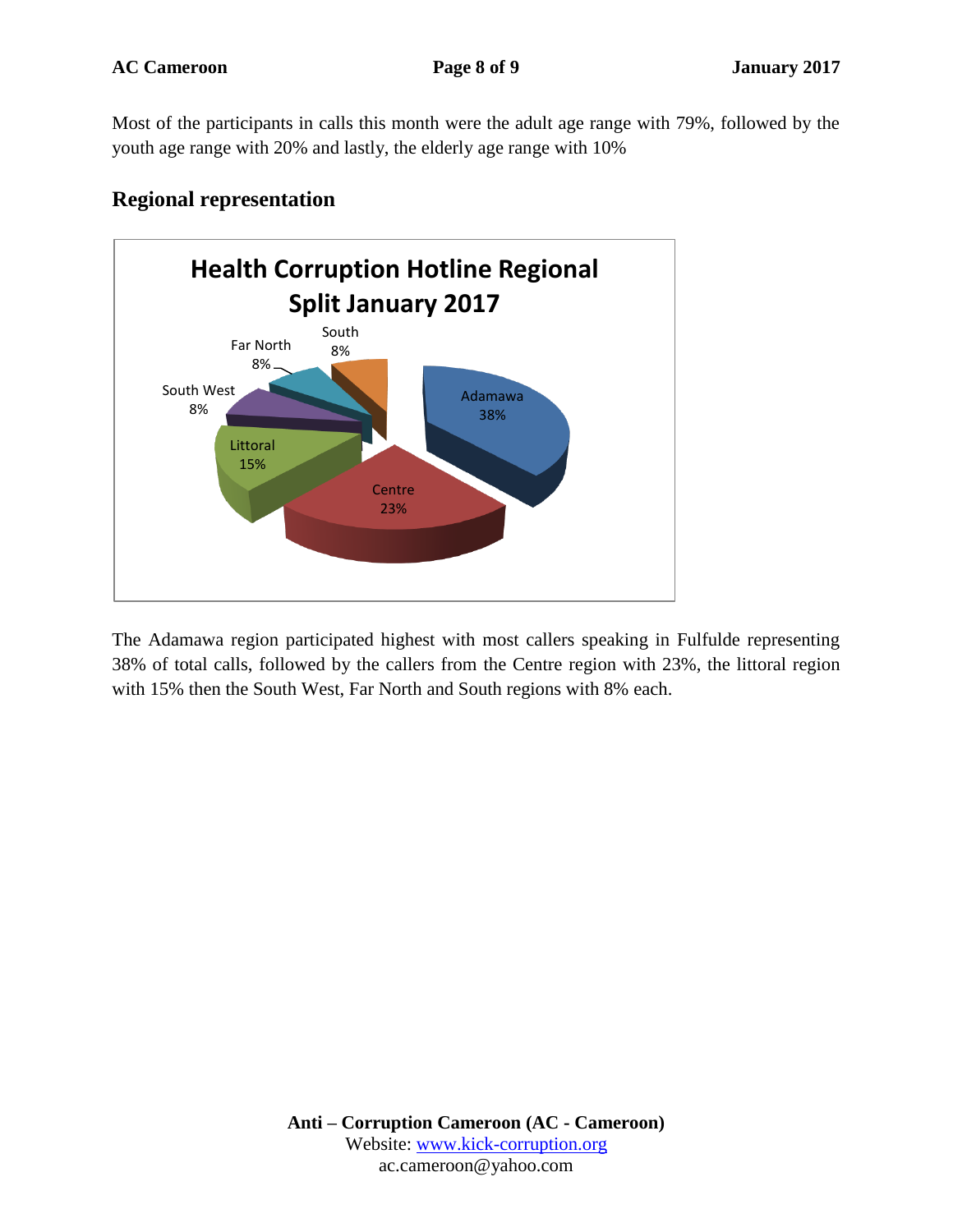Most of the participants in calls this month were the adult age range with 79%, followed by the youth age range with 20% and lastly, the elderly age range with 10%

## Regional representation

**Health Corruption Hotline Regional Split January 2017**

| Region | Share |
|---|---|
| Adamawa | 38% |
| Centre | 23% |
| Littoral | 15% |
| South West | 8% |
| Far North | 8% |
| South | 8% |

The Adamawa region participated highest with most callers speaking in Fulfulde representing 38% of total calls, followed by the callers from the Centre region with 23%, the littoral region with 15% then the South West, Far North and South regions with 8% each.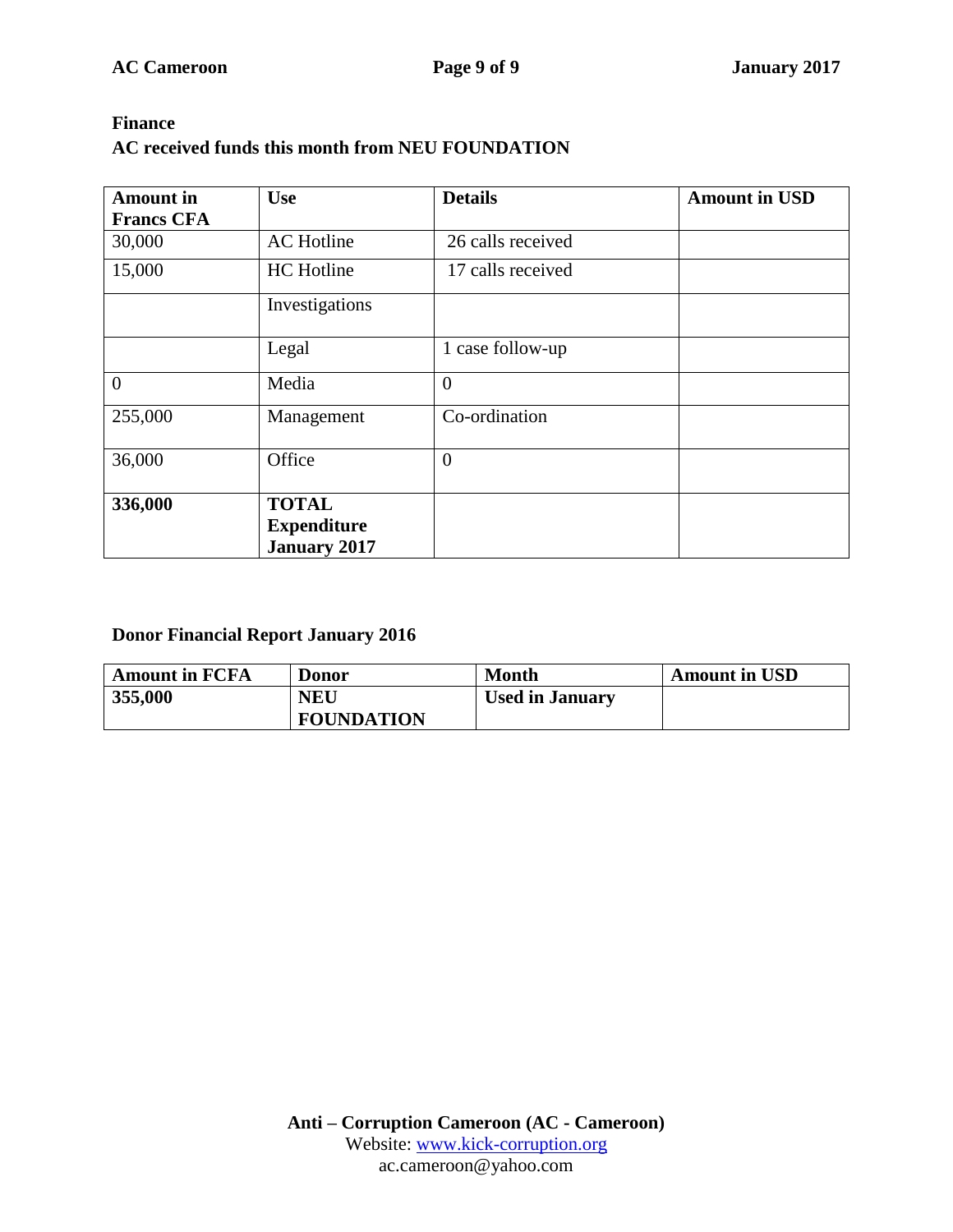**Finance**

**AC received funds this month from NEU FOUNDATION**

| **Amount in Francs CFA** | **Use** | **Details** | **Amount in USD** |
|---|---|---|---|
| 30,000 | AC Hotline | 26 calls received | |
| 15,000 | HC Hotline | 17 calls received | |
| | Investigations | | |
| | Legal | 1 case follow-up | |
| 0 | Media | 0 | |
| 255,000 | Management | Co-ordination | |
| 36,000 | Office | 0 | |
| **336,000** | **TOTAL Expenditure January 2017** | | |

**Donor Financial Report January 2016**

| **Amount in FCFA** | **Donor** | **Month** | **Amount in USD** |
|---|---|---|---|
| **355,000** | **NEU FOUNDATION** | **Used in January** | |

**Anti – Corruption Cameroon (AC - Cameroon)**
Website: [www.kick-corruption.org](http://www.kick-corruption.org)
ac.cameroon@yahoo.com